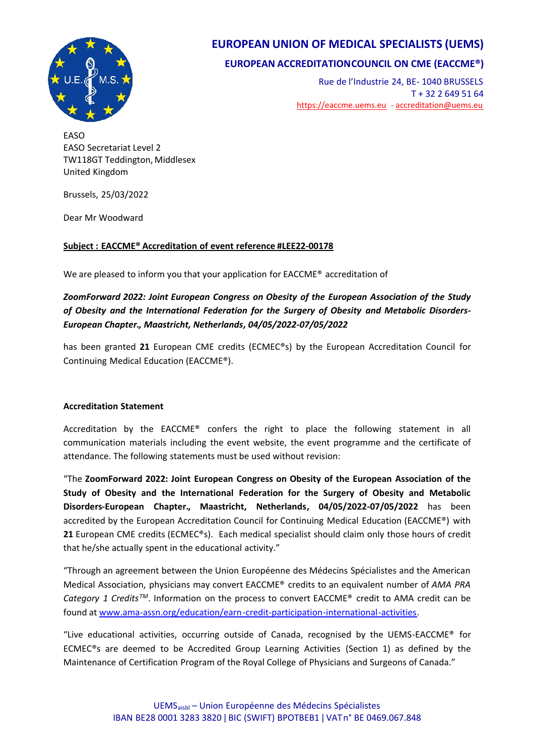# EUROPEAN UNION OF MEDICAL SPECIALISTS (UEMS)

## EUROPEAN ACCREDITATIONCOUNCIL ON CME (EACCME®)

Rue de l'Industrie 24, BE- 1040 BRUSSELS
T + 32 2 649 51 64
https://eaccme.uems.eu - accreditation@uems.eu

EASO
EASO Secretariat Level 2
TW118GT Teddington, Middlesex
United Kingdom

Brussels, 25/03/2022

Dear Mr Woodward

**Subject : EACCME® Accreditation of event reference #LEE22-00178**

We are pleased to inform you that your application for EACCME® accreditation of

***ZoomForward 2022: Joint European Congress on Obesity of the European Association of the Study of Obesity and the International Federation for the Surgery of Obesity and Metabolic Disorders-European Chapter., Maastricht, Netherlands, 04/05/2022-07/05/2022***

has been granted **21** European CME credits (ECMEC®s) by the European Accreditation Council for Continuing Medical Education (EACCME®).

**Accreditation Statement**

Accreditation by the EACCME® confers the right to place the following statement in all communication materials including the event website, the event programme and the certificate of attendance. The following statements must be used without revision:

"The **ZoomForward 2022: Joint European Congress on Obesity of the European Association of the Study of Obesity and the International Federation for the Surgery of Obesity and Metabolic Disorders-European Chapter., Maastricht, Netherlands, 04/05/2022-07/05/2022** has been accredited by the European Accreditation Council for Continuing Medical Education (EACCME®) with **21** European CME credits (ECMEC®s). Each medical specialist should claim only those hours of credit that he/she actually spent in the educational activity."

"Through an agreement between the Union Européenne des Médecins Spécialistes and the American Medical Association, physicians may convert EACCME® credits to an equivalent number of *AMA PRA Category 1 Credits™*. Information on the process to convert EACCME® credit to AMA credit can be found at www.ama-assn.org/education/earn-credit-participation-international-activities.

"Live educational activities, occurring outside of Canada, recognised by the UEMS-EACCME® for ECMEC®s are deemed to be Accredited Group Learning Activities (Section 1) as defined by the Maintenance of Certification Program of the Royal College of Physicians and Surgeons of Canada."

UEMS aisbl – Union Européenne des Médecins Spécialistes
IBAN BE28 0001 3283 3820 | BIC (SWIFT) BPOTBEB1 | VAT n° BE 0469.067.848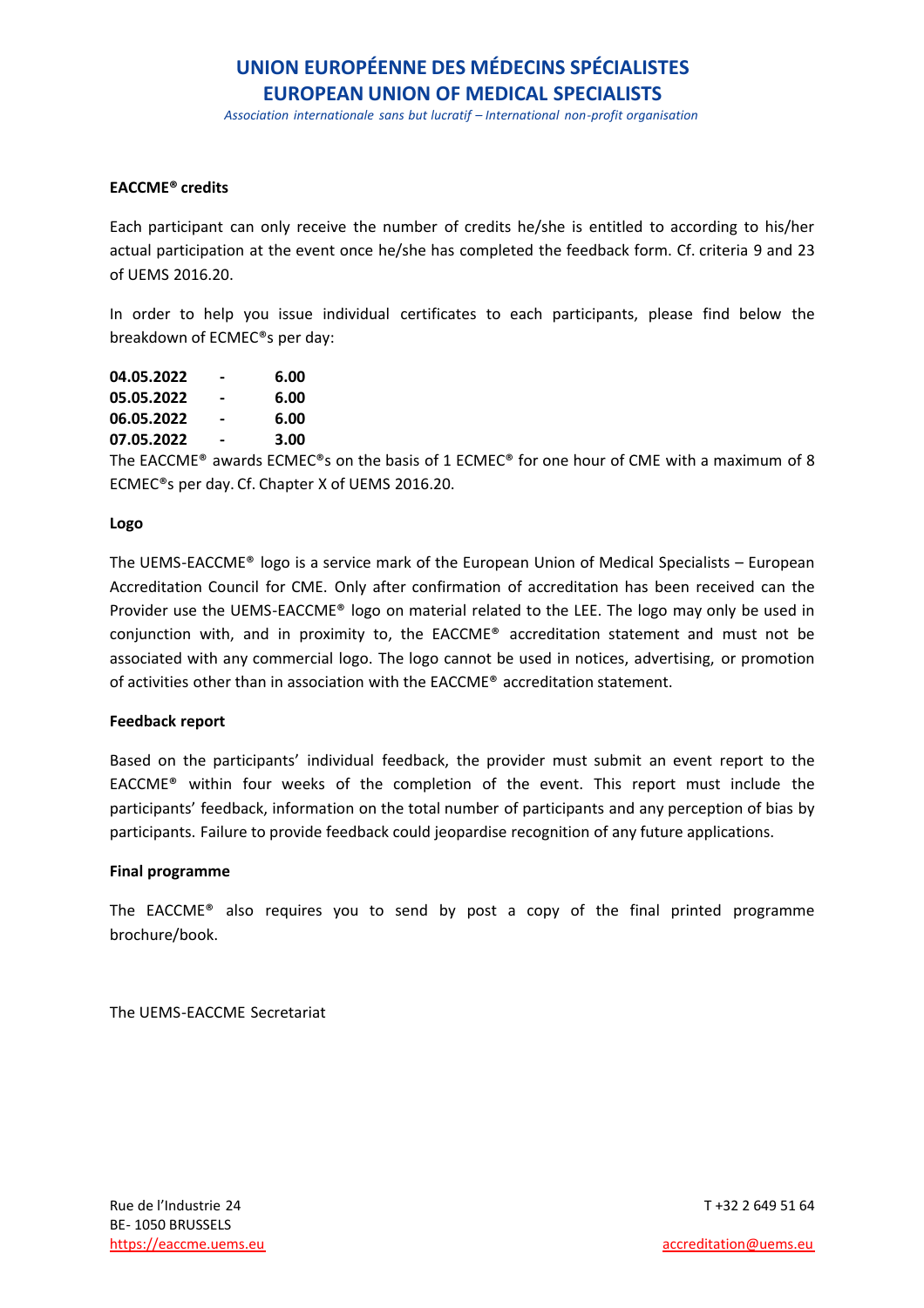# UNION EUROPÉENNE DES MÉDECINS SPÉCIALISTES
# EUROPEAN UNION OF MEDICAL SPECIALISTS

*Association internationale sans but lucratif – International non-profit organisation*

**EACCME® credits**

Each participant can only receive the number of credits he/she is entitled to according to his/her actual participation at the event once he/she has completed the feedback form. Cf. criteria 9 and 23 of UEMS 2016.20.

In order to help you issue individual certificates to each participants, please find below the breakdown of ECMEC®s per day:

**04.05.2022 - 6.00**
**05.05.2022 - 6.00**
**06.05.2022 - 6.00**
**07.05.2022 - 3.00**

The EACCME® awards ECMEC®s on the basis of 1 ECMEC® for one hour of CME with a maximum of 8 ECMEC®s per day. Cf. Chapter X of UEMS 2016.20.

**Logo**

The UEMS-EACCME® logo is a service mark of the European Union of Medical Specialists – European Accreditation Council for CME. Only after confirmation of accreditation has been received can the Provider use the UEMS-EACCME® logo on material related to the LEE. The logo may only be used in conjunction with, and in proximity to, the EACCME® accreditation statement and must not be associated with any commercial logo. The logo cannot be used in notices, advertising, or promotion of activities other than in association with the EACCME® accreditation statement.

**Feedback report**

Based on the participants' individual feedback, the provider must submit an event report to the EACCME® within four weeks of the completion of the event. This report must include the participants' feedback, information on the total number of participants and any perception of bias by participants. Failure to provide feedback could jeopardise recognition of any future applications.

**Final programme**

The EACCME® also requires you to send by post a copy of the final printed programme brochure/book.

The UEMS-EACCME Secretariat

Rue de l'Industrie 24
BE- 1050 BRUSSELS
https://eaccme.uems.eu

T +32 2 649 51 64
accreditation@uems.eu